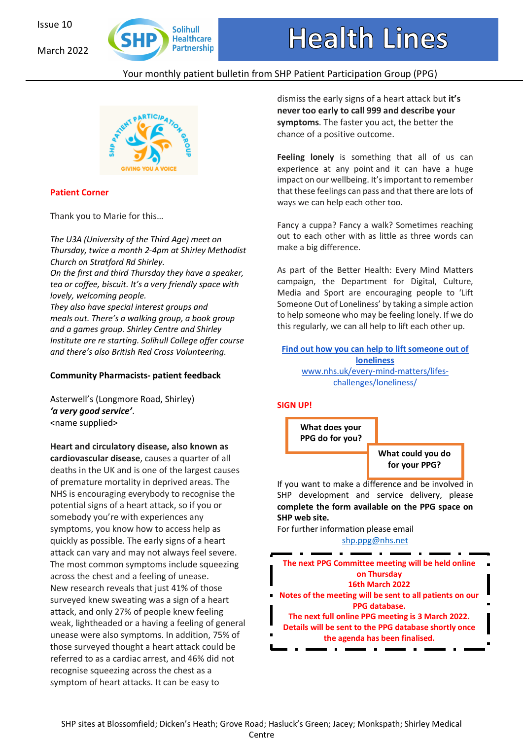Issue 10

March 2022

# Health Lines

Your monthly patient bulletin from SHP Patient Participation Group (PPG)

## Patient Corner

Thank you to Marie for this…

*The U3A (University of the Third Age) meet on Thursday, twice a month 2-4pm at Shirley Methodist Church on Stratford Rd Shirley.*
*On the first and third Thursday they have a speaker, tea or coffee, biscuit. It's a very friendly space with lovely, welcoming people.*
*They also have special interest groups and meals out. There's a walking group, a book group and a games group. Shirley Centre and Shirley Institute are re starting. Solihull College offer course and there's also British Red Cross Volunteering.*

**Community Pharmacists- patient feedback**

Asterwell's (Longmore Road, Shirley)
***'a very good service'***.
<name supplied>

**Heart and circulatory disease, also known as cardiovascular disease**, causes a quarter of all deaths in the UK and is one of the largest causes of premature mortality in deprived areas. The NHS is encouraging everybody to recognise the potential signs of a heart attack, so if you or somebody you're with experiences any symptoms, you know how to access help as quickly as possible. The early signs of a heart attack can vary and may not always feel severe. The most common symptoms include squeezing across the chest and a feeling of unease.
New research reveals that just 41% of those surveyed knew sweating was a sign of a heart attack, and only 27% of people knew feeling weak, lightheaded or a having a feeling of general unease were also symptoms. In addition, 75% of those surveyed thought a heart attack could be referred to as a cardiac arrest, and 46% did not recognise squeezing across the chest as a symptom of heart attacks. It can be easy to dismiss the early signs of a heart attack but **it's never too early to call 999 and describe your symptoms**. The faster you act, the better the chance of a positive outcome.

**Feeling lonely** is something that all of us can experience at any point and it can have a huge impact on our wellbeing. It's important to remember that these feelings can pass and that there are lots of ways we can help each other too.

Fancy a cuppa? Fancy a walk? Sometimes reaching out to each other with as little as three words can make a big difference.

As part of the Better Health: Every Mind Matters campaign, the Department for Digital, Culture, Media and Sport are encouraging people to 'Lift Someone Out of Loneliness' by taking a simple action to help someone who may be feeling lonely. If we do this regularly, we can all help to lift each other up.

**Find out how you can help to lift someone out of loneliness**
www.nhs.uk/every-mind-matters/lifes-challenges/loneliness/

## SIGN UP!

**What does your PPG do for you?**

**What could you do for your PPG?**

If you want to make a difference and be involved in SHP development and service delivery, please **complete the form available on the PPG space on SHP web site.**
For further information please email
shp.ppg@nhs.net

**The next PPG Committee meeting will be held online on Thursday 16th March 2022**
**Notes of the meeting will be sent to all patients on our PPG database.**
**The next full online PPG meeting is 3 March 2022. Details will be sent to the PPG database shortly once the agenda has been finalised.**

SHP sites at Blossomfield; Dicken's Heath; Grove Road; Hasluck's Green; Jacey; Monkspath; Shirley Medical Centre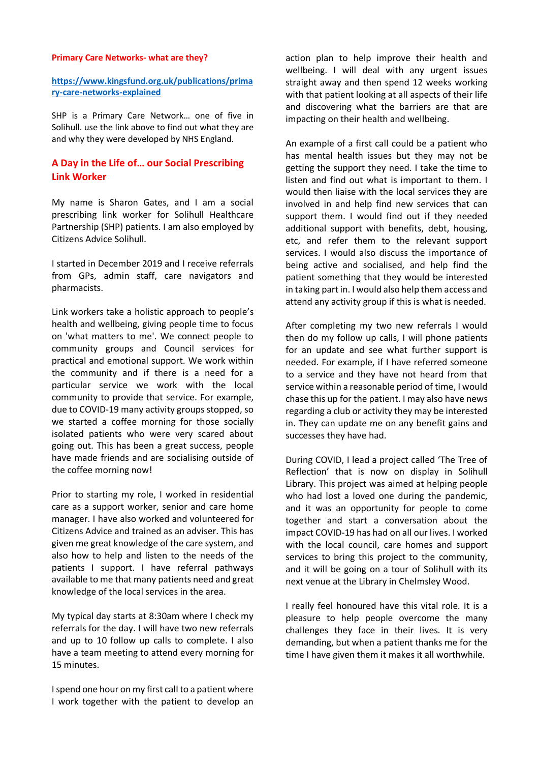**Primary Care Networks- what are they?**

[https://www.kingsfund.org.uk/publications/primary-care-networks-explained](https://www.kingsfund.org.uk/publications/primary-care-networks-explained)

SHP is a Primary Care Network… one of five in Solihull. use the link above to find out what they are and why they were developed by NHS England.

## A Day in the Life of… our Social Prescribing Link Worker

My name is Sharon Gates, and I am a social prescribing link worker for Solihull Healthcare Partnership (SHP) patients. I am also employed by Citizens Advice Solihull.

I started in December 2019 and I receive referrals from GPs, admin staff, care navigators and pharmacists.

Link workers take a holistic approach to people's health and wellbeing, giving people time to focus on 'what matters to me'. We connect people to community groups and Council services for practical and emotional support. We work within the community and if there is a need for a particular service we work with the local community to provide that service. For example, due to COVID-19 many activity groups stopped, so we started a coffee morning for those socially isolated patients who were very scared about going out. This has been a great success, people have made friends and are socialising outside of the coffee morning now!

Prior to starting my role, I worked in residential care as a support worker, senior and care home manager. I have also worked and volunteered for Citizens Advice and trained as an adviser. This has given me great knowledge of the care system, and also how to help and listen to the needs of the patients I support. I have referral pathways available to me that many patients need and great knowledge of the local services in the area.

My typical day starts at 8:30am where I check my referrals for the day. I will have two new referrals and up to 10 follow up calls to complete. I also have a team meeting to attend every morning for 15 minutes.

I spend one hour on my first call to a patient where I work together with the patient to develop an action plan to help improve their health and wellbeing. I will deal with any urgent issues straight away and then spend 12 weeks working with that patient looking at all aspects of their life and discovering what the barriers are that are impacting on their health and wellbeing.

An example of a first call could be a patient who has mental health issues but they may not be getting the support they need. I take the time to listen and find out what is important to them. I would then liaise with the local services they are involved in and help find new services that can support them. I would find out if they needed additional support with benefits, debt, housing, etc, and refer them to the relevant support services. I would also discuss the importance of being active and socialised, and help find the patient something that they would be interested in taking part in. I would also help them access and attend any activity group if this is what is needed.

After completing my two new referrals I would then do my follow up calls, I will phone patients for an update and see what further support is needed. For example, if I have referred someone to a service and they have not heard from that service within a reasonable period of time, I would chase this up for the patient. I may also have news regarding a club or activity they may be interested in. They can update me on any benefit gains and successes they have had.

During COVID, I lead a project called 'The Tree of Reflection' that is now on display in Solihull Library. This project was aimed at helping people who had lost a loved one during the pandemic, and it was an opportunity for people to come together and start a conversation about the impact COVID-19 has had on all our lives. I worked with the local council, care homes and support services to bring this project to the community, and it will be going on a tour of Solihull with its next venue at the Library in Chelmsley Wood.

I really feel honoured have this vital role. It is a pleasure to help people overcome the many challenges they face in their lives. It is very demanding, but when a patient thanks me for the time I have given them it makes it all worthwhile.